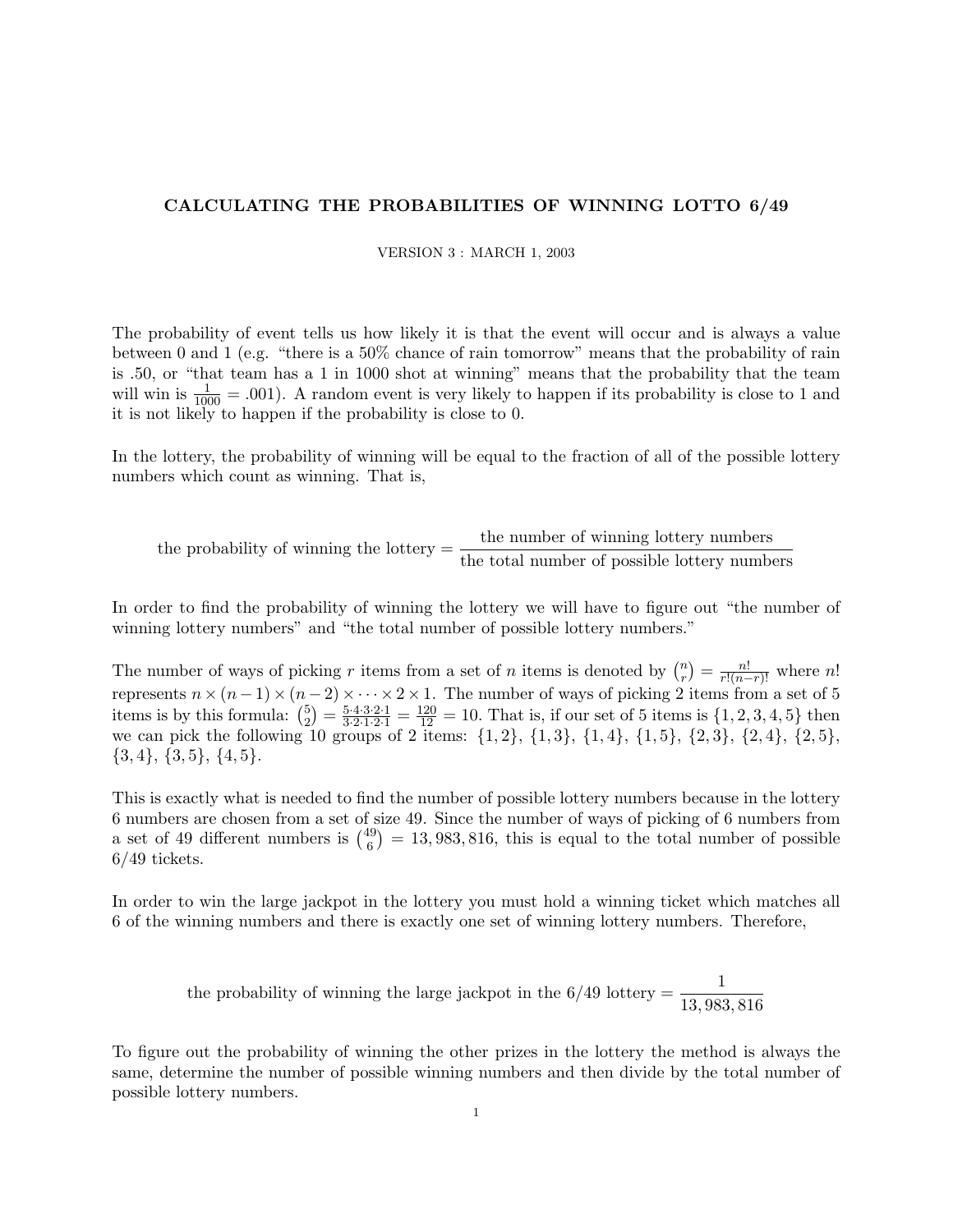# CALCULATING THE PROBABILITIES OF WINNING LOTTO 6/49

VERSION 3 : MARCH 1, 2003

The probability of event tells us how likely it is that the event will occur and is always a value between 0 and 1 (e.g. "there is a 50% chance of rain tomorrow" means that the probability of rain is .50, or "that team has a 1 in 1000 shot at winning" means that the probability that the team will win is $\frac{1}{1000} = .001$). A random event is very likely to happen if its probability is close to 1 and it is not likely to happen if the probability is close to 0.

In the lottery, the probability of winning will be equal to the fraction of all of the possible lottery numbers which count as winning. That is,

$$\text{the probability of winning the lottery} = \frac{\text{the number of winning lottery numbers}}{\text{the total number of possible lottery numbers}}$$

In order to find the probability of winning the lottery we will have to figure out "the number of winning lottery numbers" and "the total number of possible lottery numbers."

The number of ways of picking $r$ items from a set of $n$ items is denoted by $\binom{n}{r} = \frac{n!}{r!(n-r)!}$ where $n!$ represents $n \times (n-1) \times (n-2) \times \cdots \times 2 \times 1$. The number of ways of picking 2 items from a set of 5 items is by this formula: $\binom{5}{2} = \frac{5 \cdot 4 \cdot 3 \cdot 2 \cdot 1}{3 \cdot 2 \cdot 1 \cdot 2 \cdot 1} = \frac{120}{12} = 10$. That is, if our set of 5 items is $\{1, 2, 3, 4, 5\}$ then we can pick the following 10 groups of 2 items: $\{1, 2\}$, $\{1, 3\}$, $\{1, 4\}$, $\{1, 5\}$, $\{2, 3\}$, $\{2, 4\}$, $\{2, 5\}$, $\{3, 4\}$, $\{3, 5\}$, $\{4, 5\}$.

This is exactly what is needed to find the number of possible lottery numbers because in the lottery 6 numbers are chosen from a set of size 49. Since the number of ways of picking of 6 numbers from a set of 49 different numbers is $\binom{49}{6} = 13,983,816$, this is equal to the total number of possible 6/49 tickets.

In order to win the large jackpot in the lottery you must hold a winning ticket which matches all 6 of the winning numbers and there is exactly one set of winning lottery numbers. Therefore,

$$\text{the probability of winning the large jackpot in the 6/49 lottery} = \frac{1}{13,983,816}$$

To figure out the probability of winning the other prizes in the lottery the method is always the same, determine the number of possible winning numbers and then divide by the total number of possible lottery numbers.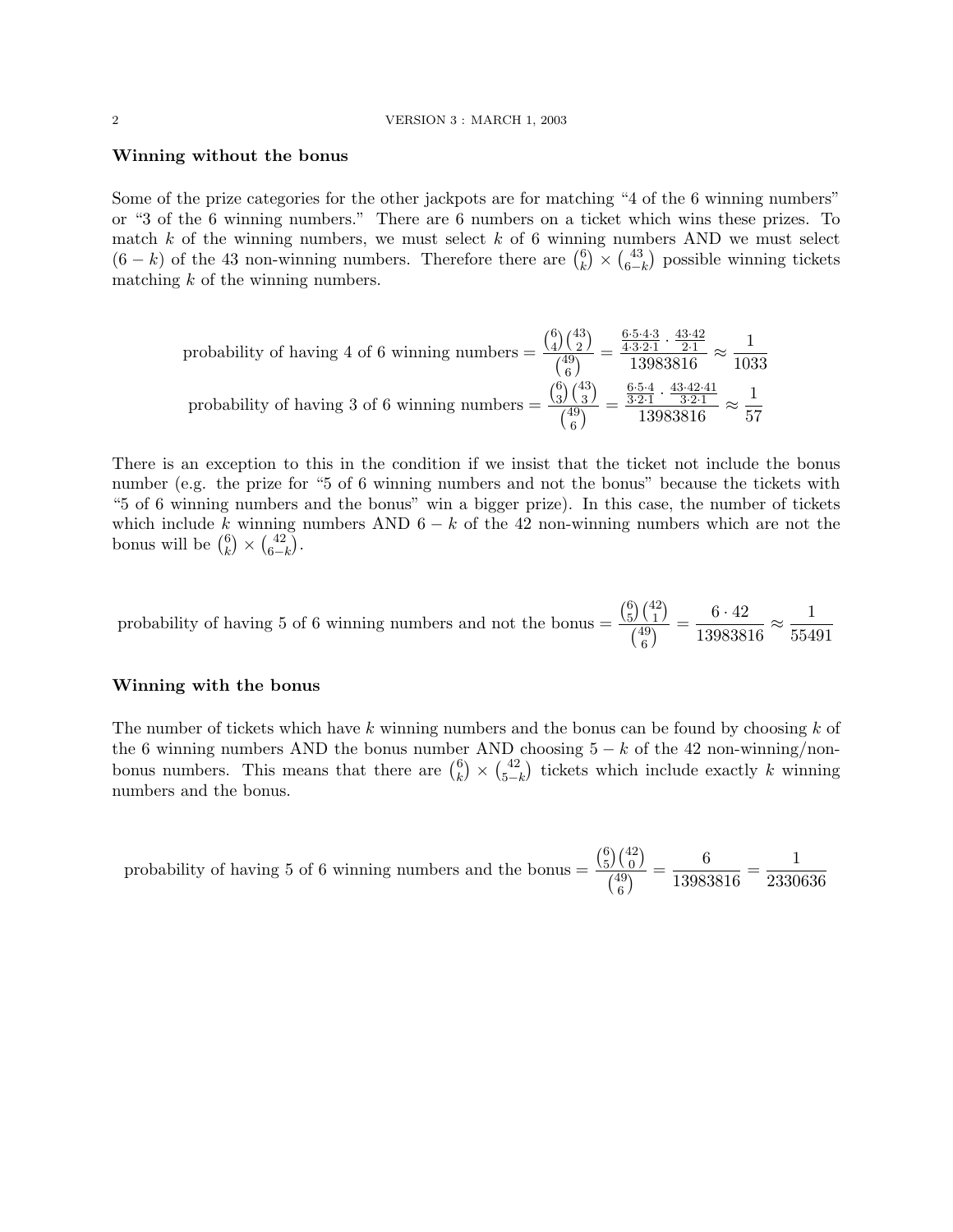**Winning without the bonus**

Some of the prize categories for the other jackpots are for matching "4 of the 6 winning numbers" or "3 of the 6 winning numbers." There are 6 numbers on a ticket which wins these prizes. To match $k$ of the winning numbers, we must select $k$ of 6 winning numbers AND we must select $(6-k)$ of the 43 non-winning numbers. Therefore there are $\binom{6}{k} \times \binom{43}{6-k}$ possible winning tickets matching $k$ of the winning numbers.

$$\text{probability of having 4 of 6 winning numbers} = \frac{\binom{6}{4}\binom{43}{2}}{\binom{49}{6}} = \frac{\frac{6\cdot5\cdot4\cdot3}{4\cdot3\cdot2\cdot1}\cdot\frac{43\cdot42}{2\cdot1}}{13983816} \approx \frac{1}{1033}$$

$$\text{probability of having 3 of 6 winning numbers} = \frac{\binom{6}{3}\binom{43}{3}}{\binom{49}{6}} = \frac{\frac{6\cdot5\cdot4}{3\cdot2\cdot1}\cdot\frac{43\cdot42\cdot41}{3\cdot2\cdot1}}{13983816} \approx \frac{1}{57}$$

There is an exception to this in the condition if we insist that the ticket not include the bonus number (e.g. the prize for "5 of 6 winning numbers and not the bonus" because the tickets with "5 of 6 winning numbers and the bonus" win a bigger prize). In this case, the number of tickets which include $k$ winning numbers AND $6-k$ of the 42 non-winning numbers which are not the bonus will be $\binom{6}{k} \times \binom{42}{6-k}$.

$$\text{probability of having 5 of 6 winning numbers and not the bonus} = \frac{\binom{6}{5}\binom{42}{1}}{\binom{49}{6}} = \frac{6\cdot 42}{13983816} \approx \frac{1}{55491}$$

**Winning with the bonus**

The number of tickets which have $k$ winning numbers and the bonus can be found by choosing $k$ of the 6 winning numbers AND the bonus number AND choosing $5-k$ of the 42 non-winning/non-bonus numbers. This means that there are $\binom{6}{k} \times \binom{42}{5-k}$ tickets which include exactly $k$ winning numbers and the bonus.

$$\text{probability of having 5 of 6 winning numbers and the bonus} = \frac{\binom{6}{5}\binom{42}{0}}{\binom{49}{6}} = \frac{6}{13983816} = \frac{1}{2330636}$$